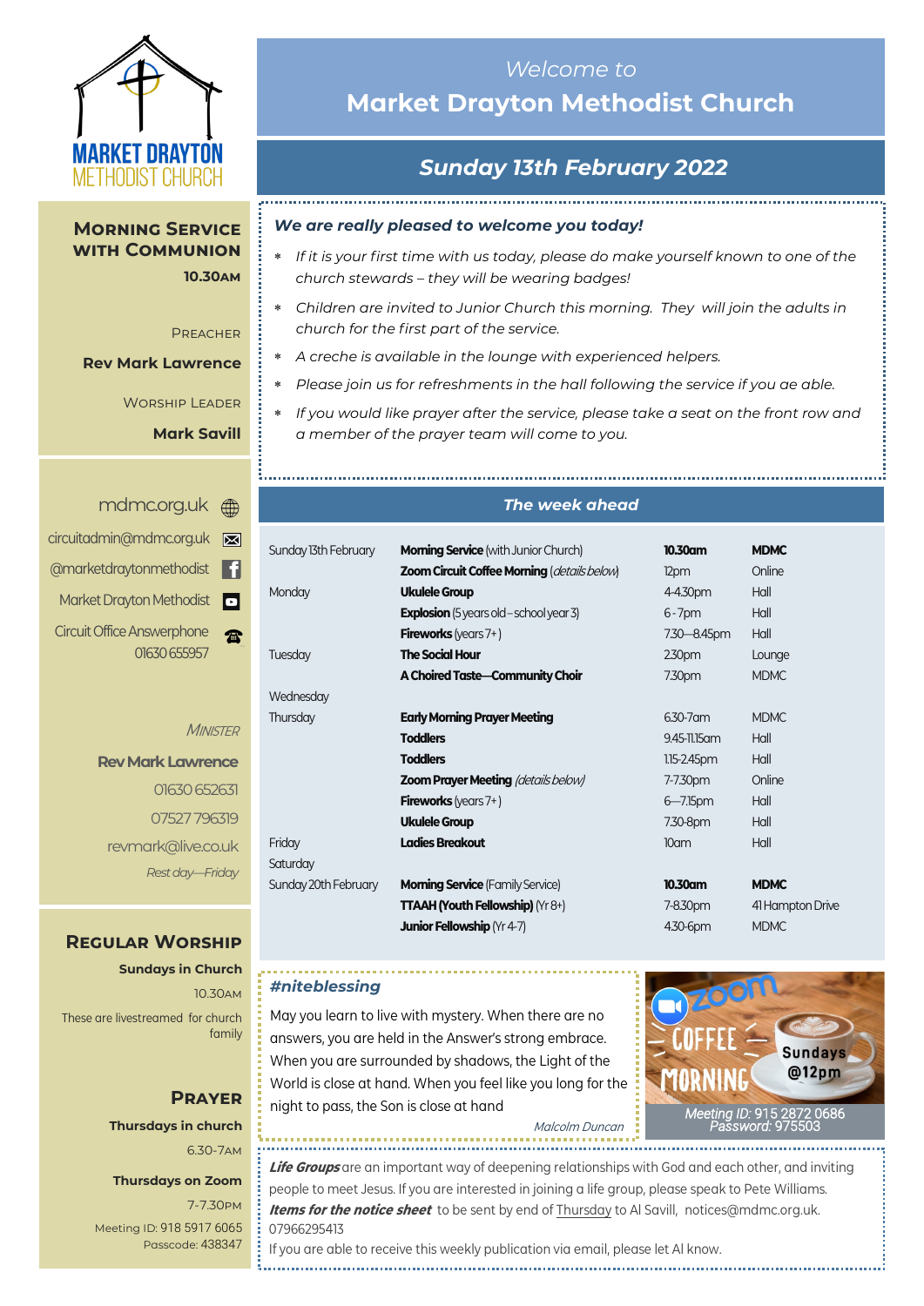MARKET DRAYTON METHODIST CHURCH

# *Welcome to* Market Drayton Methodist Church

## *Sunday 13th February 2022*

### *We are really pleased to welcome you today!*

- *If it is your first time with us today, please do make yourself known to one of the church stewards – they will be wearing badges!*
- *Children are invited to Junior Church this morning. They will join the adults in church for the first part of the service.*
- *A creche is available in the lounge with experienced helpers.*
- *Please join us for refreshments in the hall following the service if you ae able.*
- *If you would like prayer after the service, please take a seat on the front row and a member of the prayer team will come to you.*

## Morning Service with Communion

**10.30am**

Preacher
**Rev Mark Lawrence**

Worship Leader
**Mark Savill**

mdmc.org.uk
circuitadmin@mdmc.org.uk
@marketdraytonmethodist
Market Drayton Methodist
Circuit Office Answerphone 01630 655957

*Minister*
**Rev Mark Lawrence**
01630 652631
07527 796319
revmark@live.co.uk
*Rest day—Friday*

## *The week ahead*

| | | | |
|---|---|---|---|
| Sunday 13th February | **Morning Service** (with Junior Church) | **10.30am** | **MDMC** |
| | **Zoom Circuit Coffee Morning** (*details below*) | 12pm | Online |
| Monday | **Ukulele Group** | 4-4.30pm | Hall |
| | **Explosion** (5 years old – school year 3) | 6 - 7pm | Hall |
| | **Fireworks** (years 7+ ) | 7.30—8.45pm | Hall |
| Tuesday | **The Social Hour** | 2.30pm | Lounge |
| | **A Choired Taste—Community Choir** | 7.30pm | MDMC |
| Wednesday | | | |
| Thursday | **Early Morning Prayer Meeting** | 6.30-7am | MDMC |
| | **Toddlers** | 9.45-11.15am | Hall |
| | **Toddlers** | 1.15-2.45pm | Hall |
| | **Zoom Prayer Meeting** (*details below*) | 7-7.30pm | Online |
| | **Fireworks** (years 7+ ) | 6—7.15pm | Hall |
| | **Ukulele Group** | 7.30-8pm | Hall |
| Friday | **Ladies Breakout** | 10am | Hall |
| Saturday | | | |
| Sunday 20th February | **Morning Service** (Family Service) | **10.30am** | **MDMC** |
| | **TTAAH (Youth Fellowship)** (Yr 8+) | 7-8.30pm | 41 Hampton Drive |
| | **Junior Fellowship** (Yr 4-7) | 4.30-6pm | MDMC |

## Regular Worship

**Sundays in Church**
10.30am
These are livestreamed for church family

## Prayer

**Thursdays in church**
6.30-7am

**Thursdays on Zoom**
7-7.30pm
Meeting ID: 918 5917 6065
Passcode: 438347

### *#niteblessing*

May you learn to live with mystery. When there are no answers, you are held in the Answer's strong embrace. When you are surrounded by shadows, the Light of the World is close at hand. When you feel like you long for the night to pass, the Son is close at hand

*Malcolm Duncan*

Zoom COFFEE MORNING Sundays @12pm

*Meeting ID: 915 2872 0686*
*Password: 975503*

***Life Groups*** are an important way of deepening relationships with God and each other, and inviting people to meet Jesus. If you are interested in joining a life group, please speak to Pete Williams.

***Items for the notice sheet*** to be sent by end of Thursday to Al Savill, notices@mdmc.org.uk. 07966295413

If you are able to receive this weekly publication via email, please let Al know.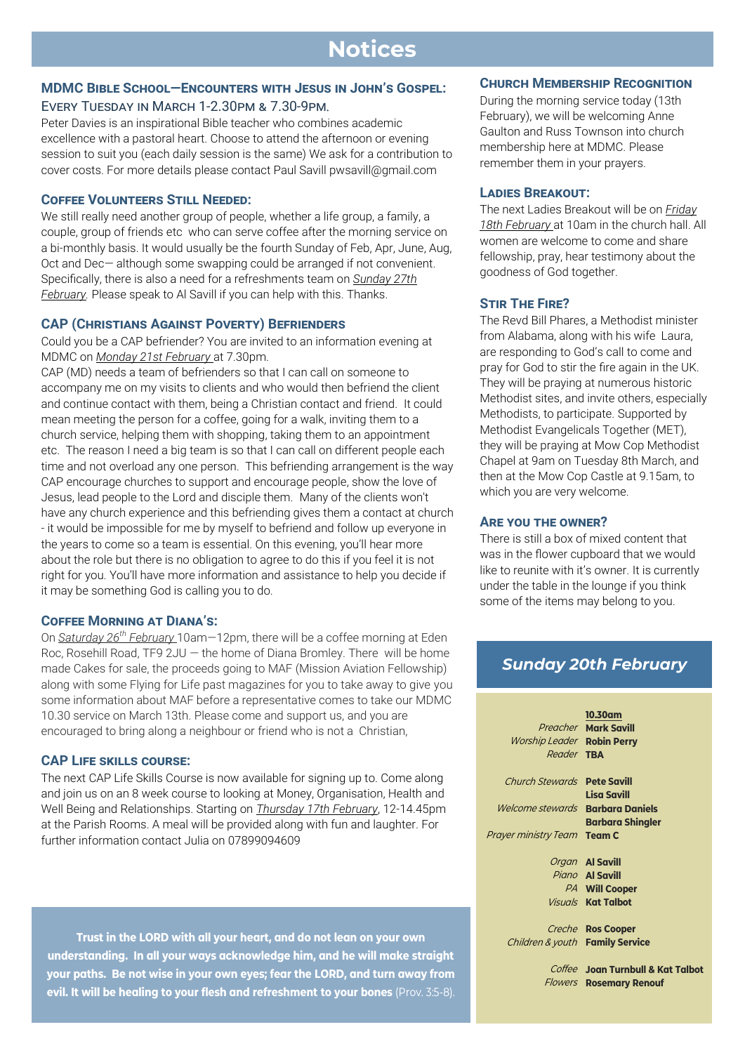# Notices

### MDMC Bible School—Encounters with Jesus in John's Gospel: Every Tuesday in March 1-2.30pm & 7.30-9pm.

Peter Davies is an inspirational Bible teacher who combines academic excellence with a pastoral heart. Choose to attend the afternoon or evening session to suit you (each daily session is the same) We ask for a contribution to cover costs. For more details please contact Paul Savill pwsavill@gmail.com

### Coffee Volunteers Still Needed:

We still really need another group of people, whether a life group, a family, a couple, group of friends etc who can serve coffee after the morning service on a bi-monthly basis. It would usually be the fourth Sunday of Feb, Apr, June, Aug, Oct and Dec— although some swapping could be arranged if not convenient. Specifically, there is also a need for a refreshments team on *Sunday 27th February*. Please speak to Al Savill if you can help with this. Thanks.

### CAP (Christians Against Poverty) Befrienders

Could you be a CAP befriender? You are invited to an information evening at MDMC on *Monday 21st February* at 7.30pm.

CAP (MD) needs a team of befrienders so that I can call on someone to accompany me on my visits to clients and who would then befriend the client and continue contact with them, being a Christian contact and friend. It could mean meeting the person for a coffee, going for a walk, inviting them to a church service, helping them with shopping, taking them to an appointment etc. The reason I need a big team is so that I can call on different people each time and not overload any one person. This befriending arrangement is the way CAP encourage churches to support and encourage people, show the love of Jesus, lead people to the Lord and disciple them. Many of the clients won't have any church experience and this befriending gives them a contact at church - it would be impossible for me by myself to befriend and follow up everyone in the years to come so a team is essential. On this evening, you'll hear more about the role but there is no obligation to agree to do this if you feel it is not right for you. You'll have more information and assistance to help you decide if it may be something God is calling you to do.

### Coffee Morning at Diana's:

On *Saturday 26th February* 10am—12pm, there will be a coffee morning at Eden Roc, Rosehill Road, TF9 2JU — the home of Diana Bromley. There will be home made Cakes for sale, the proceeds going to MAF (Mission Aviation Fellowship) along with some Flying for Life past magazines for you to take away to give you some information about MAF before a representative comes to take our MDMC 10.30 service on March 13th. Please come and support us, and you are encouraged to bring along a neighbour or friend who is not a Christian,

### CAP Life skills course:

The next CAP Life Skills Course is now available for signing up to. Come along and join us on an 8 week course to looking at Money, Organisation, Health and Well Being and Relationships. Starting on *Thursday 17th February*, 12-14.45pm at the Parish Rooms. A meal will be provided along with fun and laughter. For further information contact Julia on 07899094609

**Trust in the LORD with all your heart, and do not lean on your own understanding. In all your ways acknowledge him, and he will make straight your paths. Be not wise in your own eyes; fear the LORD, and turn away from evil. It will be healing to your flesh and refreshment to your bones** (Prov. 3:5-8).

### Church Membership Recognition

During the morning service today (13th February), we will be welcoming Anne Gaulton and Russ Townson into church membership here at MDMC. Please remember them in your prayers.

### Ladies Breakout:

The next Ladies Breakout will be on *Friday 18th February* at 10am in the church hall. All women are welcome to come and share fellowship, pray, hear testimony about the goodness of God together.

### Stir The Fire?

The Revd Bill Phares, a Methodist minister from Alabama, along with his wife Laura, are responding to God's call to come and pray for God to stir the fire again in the UK. They will be praying at numerous historic Methodist sites, and invite others, especially Methodists, to participate. Supported by Methodist Evangelicals Together (MET), they will be praying at Mow Cop Methodist Chapel at 9am on Tuesday 8th March, and then at the Mow Cop Castle at 9.15am, to which you are very welcome.

### Are you the owner?

There is still a box of mixed content that was in the flower cupboard that we would like to reunite with it's owner. It is currently under the table in the lounge if you think some of the items may belong to you.

## Sunday 20th February

| | |
|---|---|
| | **10.30am** |
| *Preacher* | **Mark Savill** |
| *Worship Leader* | **Robin Perry** |
| *Reader* | **TBA** |
| *Church Stewards* | **Pete Savill**, **Lisa Savill** |
| *Welcome stewards* | **Barbara Daniels**, **Barbara Shingler** |
| *Prayer ministry Team* | **Team C** |
| *Organ* | **Al Savill** |
| *Piano* | **Al Savill** |
| *PA* | **Will Cooper** |
| *Visuals* | **Kat Talbot** |
| *Creche* | **Ros Cooper** |
| *Children & youth* | **Family Service** |
| *Coffee* | **Joan Turnbull & Kat Talbot** |
| *Flowers* | **Rosemary Renouf** |